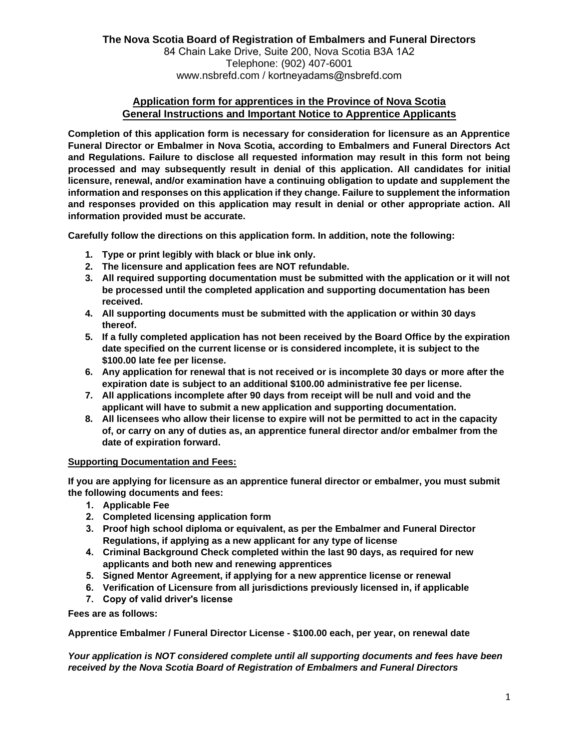**The Nova Scotia Board of Registration of Embalmers and Funeral Directors**

84 Chain Lake Drive, Suite 200, Nova Scotia B3A 1A2
Telephone: (902) 407-6001
www.nsbrefd.com / kortneyadams@nsbrefd.com

## Application form for apprentices in the Province of Nova Scotia
## General Instructions and Important Notice to Apprentice Applicants

**Completion of this application form is necessary for consideration for licensure as an Apprentice Funeral Director or Embalmer in Nova Scotia, according to Embalmers and Funeral Directors Act and Regulations. Failure to disclose all requested information may result in this form not being processed and may subsequently result in denial of this application. All candidates for initial licensure, renewal, and/or examination have a continuing obligation to update and supplement the information and responses on this application if they change. Failure to supplement the information and responses provided on this application may result in denial or other appropriate action. All information provided must be accurate.**

**Carefully follow the directions on this application form. In addition, note the following:**

1. **Type or print legibly with black or blue ink only.**
2. **The licensure and application fees are NOT refundable.**
3. **All required supporting documentation must be submitted with the application or it will not be processed until the completed application and supporting documentation has been received.**
4. **All supporting documents must be submitted with the application or within 30 days thereof.**
5. **If a fully completed application has not been received by the Board Office by the expiration date specified on the current license or is considered incomplete, it is subject to the $100.00 late fee per license.**
6. **Any application for renewal that is not received or is incomplete 30 days or more after the expiration date is subject to an additional $100.00 administrative fee per license.**
7. **All applications incomplete after 90 days from receipt will be null and void and the applicant will have to submit a new application and supporting documentation.**
8. **All licensees who allow their license to expire will not be permitted to act in the capacity of, or carry on any of duties as, an apprentice funeral director and/or embalmer from the date of expiration forward.**

**Supporting Documentation and Fees:**

**If you are applying for licensure as an apprentice funeral director or embalmer, you must submit the following documents and fees:**

1. **Applicable Fee**
2. **Completed licensing application form**
3. **Proof high school diploma or equivalent, as per the Embalmer and Funeral Director Regulations, if applying as a new applicant for any type of license**
4. **Criminal Background Check completed within the last 90 days, as required for new applicants and both new and renewing apprentices**
5. **Signed Mentor Agreement, if applying for a new apprentice license or renewal**
6. **Verification of Licensure from all jurisdictions previously licensed in, if applicable**
7. **Copy of valid driver's license**

**Fees are as follows:**

**Apprentice Embalmer / Funeral Director License - $100.00 each, per year, on renewal date**

***Your application is NOT considered complete until all supporting documents and fees have been received by the Nova Scotia Board of Registration of Embalmers and Funeral Directors***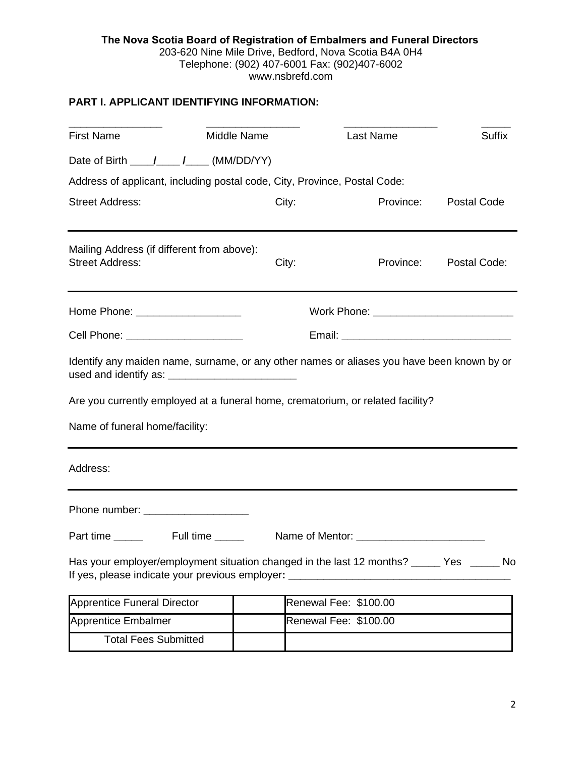**The Nova Scotia Board of Registration of Embalmers and Funeral Directors**

203-620 Nine Mile Drive, Bedford, Nova Scotia B4A 0H4

Telephone: (902) 407-6001 Fax: (902)407-6002

www.nsbrefd.com

## PART I. APPLICANT IDENTIFYING INFORMATION:

________________ ________________ ________________ _____

First Name Middle Name Last Name Suffix

Date of Birth ____/____ /____ (MM/DD/YY)

Address of applicant, including postal code, City, Province, Postal Code:

Street Address: City: Province: Postal Code

---

Mailing Address (if different from above):

Street Address: City: Province: Postal Code:

---

Home Phone: __________________ Work Phone: ________________________

Cell Phone: ____________________ Email: ______________________________

Identify any maiden name, surname, or any other names or aliases you have been known by or used and identify as: ______________________

Are you currently employed at a funeral home, crematorium, or related facility?

Name of funeral home/facility:

---

Address:

---

Phone number: __________________

Part time _____ Full time _____ Name of Mentor: ______________________

Has your employer/employment situation changed in the last 12 months? _____ Yes _____ No

If yes, please indicate your previous employer: ______________________________________

| Apprentice Funeral Director | | Renewal Fee: $100.00 |
|---|---|---|
| Apprentice Embalmer | | Renewal Fee: $100.00 |
| Total Fees Submitted | | |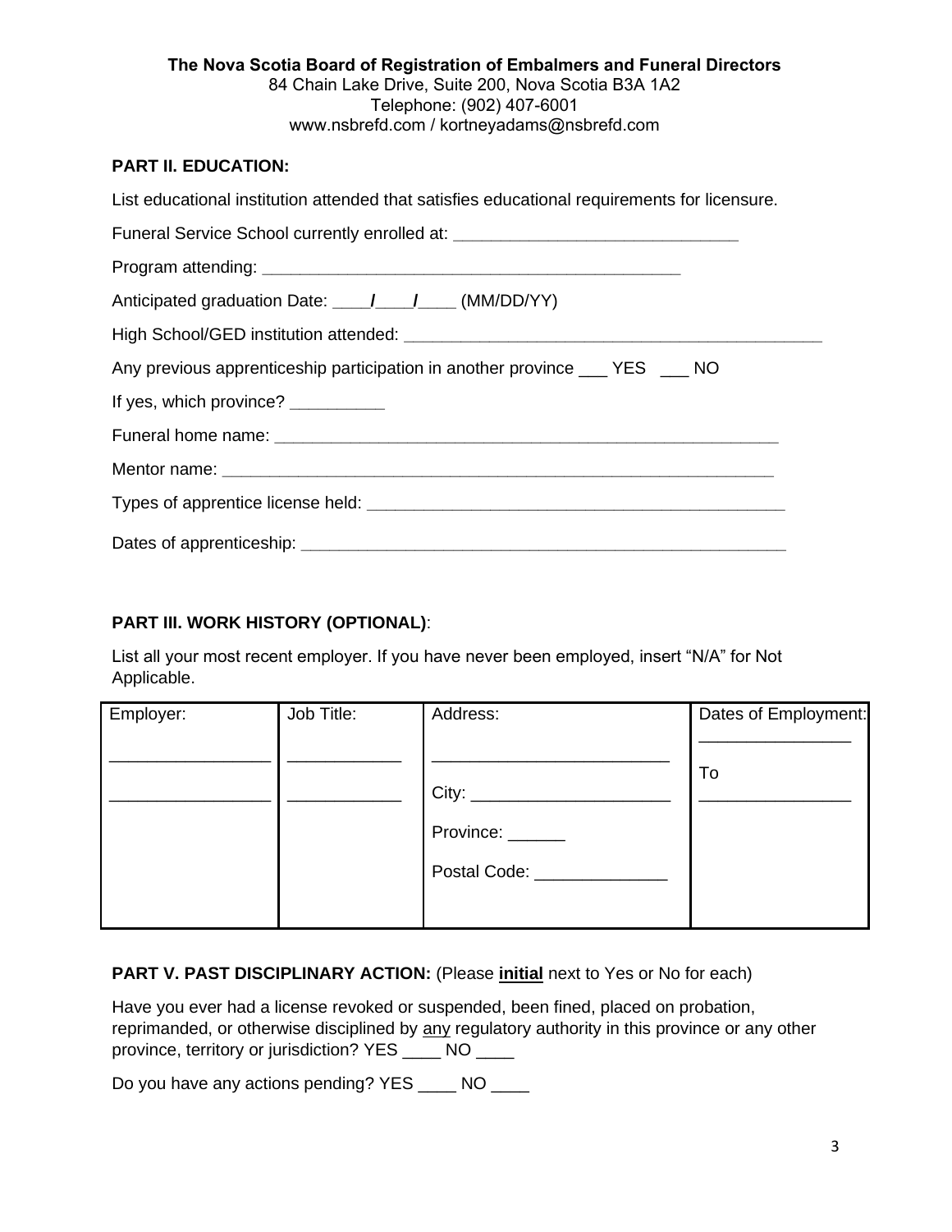**The Nova Scotia Board of Registration of Embalmers and Funeral Directors**
84 Chain Lake Drive, Suite 200, Nova Scotia B3A 1A2
Telephone: (902) 407-6001
www.nsbrefd.com / kortneyadams@nsbrefd.com

## PART II. EDUCATION:

List educational institution attended that satisfies educational requirements for licensure.

Funeral Service School currently enrolled at: ______________________________

Program attending: ____________________________________________

Anticipated graduation Date: ____/____/____ (MM/DD/YY)

High School/GED institution attended: ______________________________________________

Any previous apprenticeship participation in another province ___ YES ___ NO

If yes, which province? __________

Funeral home name: ________________________________________________________

Mentor name: _____________________________________________________________

Types of apprentice license held: ____________________________________________

Dates of apprenticeship: ___________________________________________________

## PART III. WORK HISTORY (OPTIONAL):

List all your most recent employer. If you have never been employed, insert "N/A" for Not Applicable.

| Employer: | Job Title: | Address: | Dates of Employment: |
|---|---|---|---|
| ________________ | ___________ | ________________________ | ________________ |
| ________________ | ___________ | City: ____________________ | To |
| | | Province: ______ | ________________ |
| | | Postal Code: _____________ | |

## PART V. PAST DISCIPLINARY ACTION: (Please **initial** next to Yes or No for each)

Have you ever had a license revoked or suspended, been fined, placed on probation, reprimanded, or otherwise disciplined by any regulatory authority in this province or any other province, territory or jurisdiction? YES ____ NO ____

Do you have any actions pending? YES ____ NO ____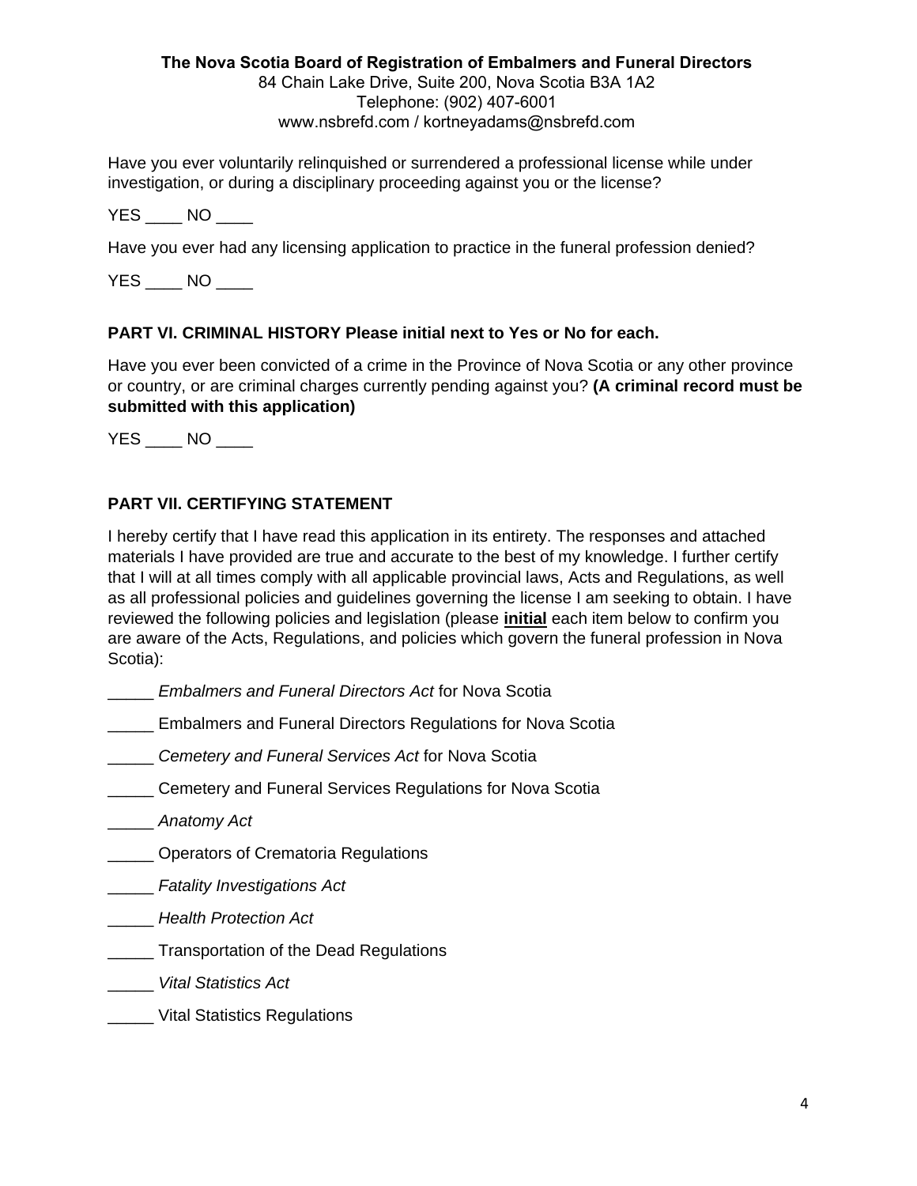**The Nova Scotia Board of Registration of Embalmers and Funeral Directors**
84 Chain Lake Drive, Suite 200, Nova Scotia B3A 1A2
Telephone: (902) 407-6001
www.nsbrefd.com / kortneyadams@nsbrefd.com

Have you ever voluntarily relinquished or surrendered a professional license while under investigation, or during a disciplinary proceeding against you or the license?

YES ____ NO ____

Have you ever had any licensing application to practice in the funeral profession denied?

YES ____ NO ____

### PART VI. CRIMINAL HISTORY Please initial next to Yes or No for each.

Have you ever been convicted of a crime in the Province of Nova Scotia or any other province or country, or are criminal charges currently pending against you? **(A criminal record must be submitted with this application)**

YES ____ NO ____

### PART VII. CERTIFYING STATEMENT

I hereby certify that I have read this application in its entirety. The responses and attached materials I have provided are true and accurate to the best of my knowledge. I further certify that I will at all times comply with all applicable provincial laws, Acts and Regulations, as well as all professional policies and guidelines governing the license I am seeking to obtain. I have reviewed the following policies and legislation (please **initial** each item below to confirm you are aware of the Acts, Regulations, and policies which govern the funeral profession in Nova Scotia):

_____ *Embalmers and Funeral Directors Act* for Nova Scotia

_____ Embalmers and Funeral Directors Regulations for Nova Scotia

_____ *Cemetery and Funeral Services Act* for Nova Scotia

_____ Cemetery and Funeral Services Regulations for Nova Scotia

_____ *Anatomy Act*

_____ Operators of Crematoria Regulations

_____ *Fatality Investigations Act*

_____ *Health Protection Act*

_____ Transportation of the Dead Regulations

_____ *Vital Statistics Act*

_____ Vital Statistics Regulations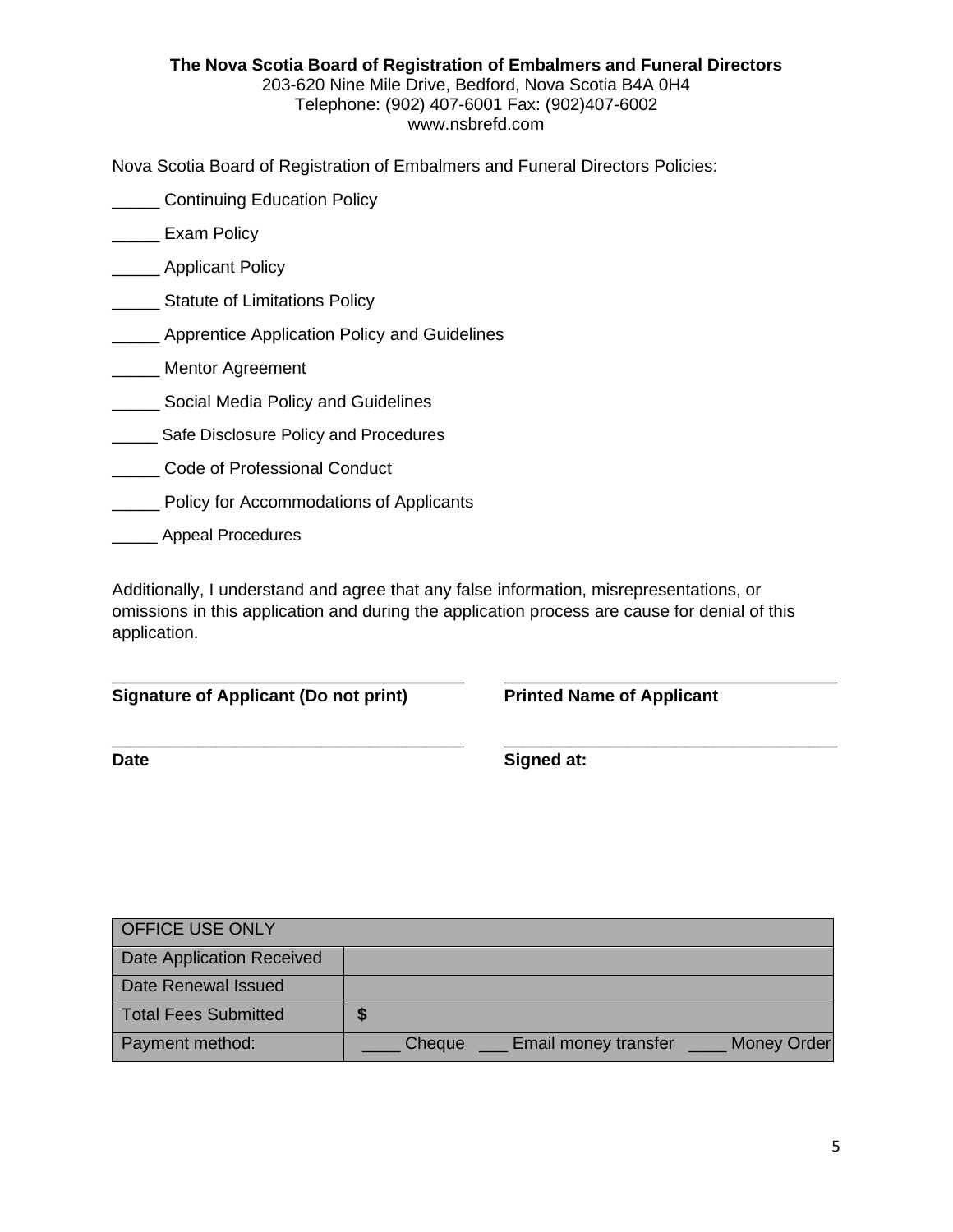**The Nova Scotia Board of Registration of Embalmers and Funeral Directors**
203-620 Nine Mile Drive, Bedford, Nova Scotia B4A 0H4
Telephone: (902) 407-6001 Fax: (902)407-6002
www.nsbrefd.com

Nova Scotia Board of Registration of Embalmers and Funeral Directors Policies:

_____ Continuing Education Policy

_____ Exam Policy

_____ Applicant Policy

_____ Statute of Limitations Policy

_____ Apprentice Application Policy and Guidelines

_____ Mentor Agreement

_____ Social Media Policy and Guidelines

_____ Safe Disclosure Policy and Procedures

_____ Code of Professional Conduct

_____ Policy for Accommodations of Applicants

_____ Appeal Procedures

Additionally, I understand and agree that any false information, misrepresentations, or omissions in this application and during the application process are cause for denial of this application.

_____________________________________ **Signature of Applicant (Do not print)**

_____________________________________ **Printed Name of Applicant**

_____________________________________ **Date**

_____________________________________ **Signed at:**

| OFFICE USE ONLY | |
|---|---|
| Date Application Received | |
| Date Renewal Issued | |
| Total Fees Submitted | $ |
| Payment method: | ____ Cheque ___ Email money transfer ____ Money Order |